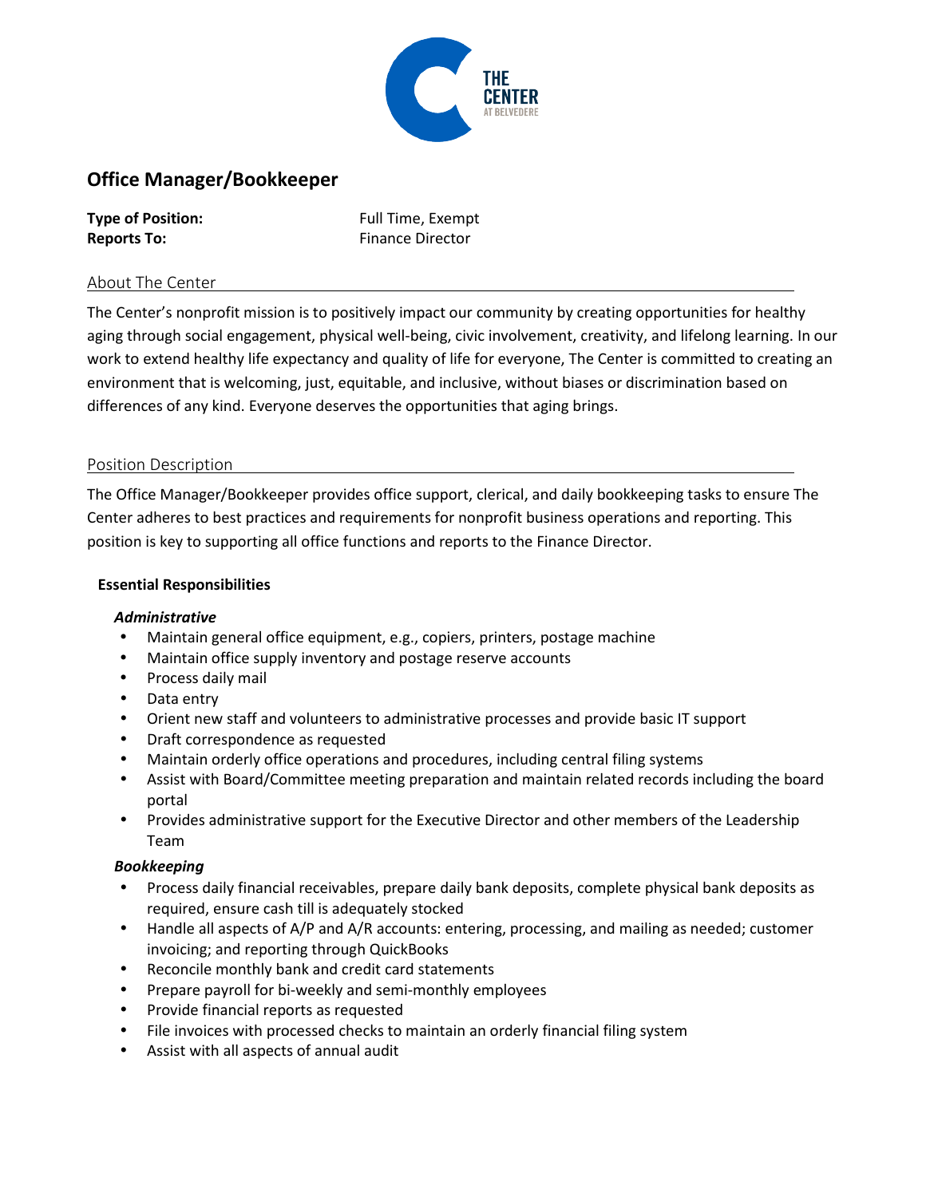# Office Manager/Bookkeeper

**Type of Position:** Full Time, Exempt
**Reports To:** Finance Director

## About The Center

The Center's nonprofit mission is to positively impact our community by creating opportunities for healthy aging through social engagement, physical well-being, civic involvement, creativity, and lifelong learning. In our work to extend healthy life expectancy and quality of life for everyone, The Center is committed to creating an environment that is welcoming, just, equitable, and inclusive, without biases or discrimination based on differences of any kind. Everyone deserves the opportunities that aging brings.

## Position Description

The Office Manager/Bookkeeper provides office support, clerical, and daily bookkeeping tasks to ensure The Center adheres to best practices and requirements for nonprofit business operations and reporting. This position is key to supporting all office functions and reports to the Finance Director.

### Essential Responsibilities

***Administrative***

- Maintain general office equipment, e.g., copiers, printers, postage machine
- Maintain office supply inventory and postage reserve accounts
- Process daily mail
- Data entry
- Orient new staff and volunteers to administrative processes and provide basic IT support
- Draft correspondence as requested
- Maintain orderly office operations and procedures, including central filing systems
- Assist with Board/Committee meeting preparation and maintain related records including the board portal
- Provides administrative support for the Executive Director and other members of the Leadership Team

***Bookkeeping***

- Process daily financial receivables, prepare daily bank deposits, complete physical bank deposits as required, ensure cash till is adequately stocked
- Handle all aspects of A/P and A/R accounts: entering, processing, and mailing as needed; customer invoicing; and reporting through QuickBooks
- Reconcile monthly bank and credit card statements
- Prepare payroll for bi-weekly and semi-monthly employees
- Provide financial reports as requested
- File invoices with processed checks to maintain an orderly financial filing system
- Assist with all aspects of annual audit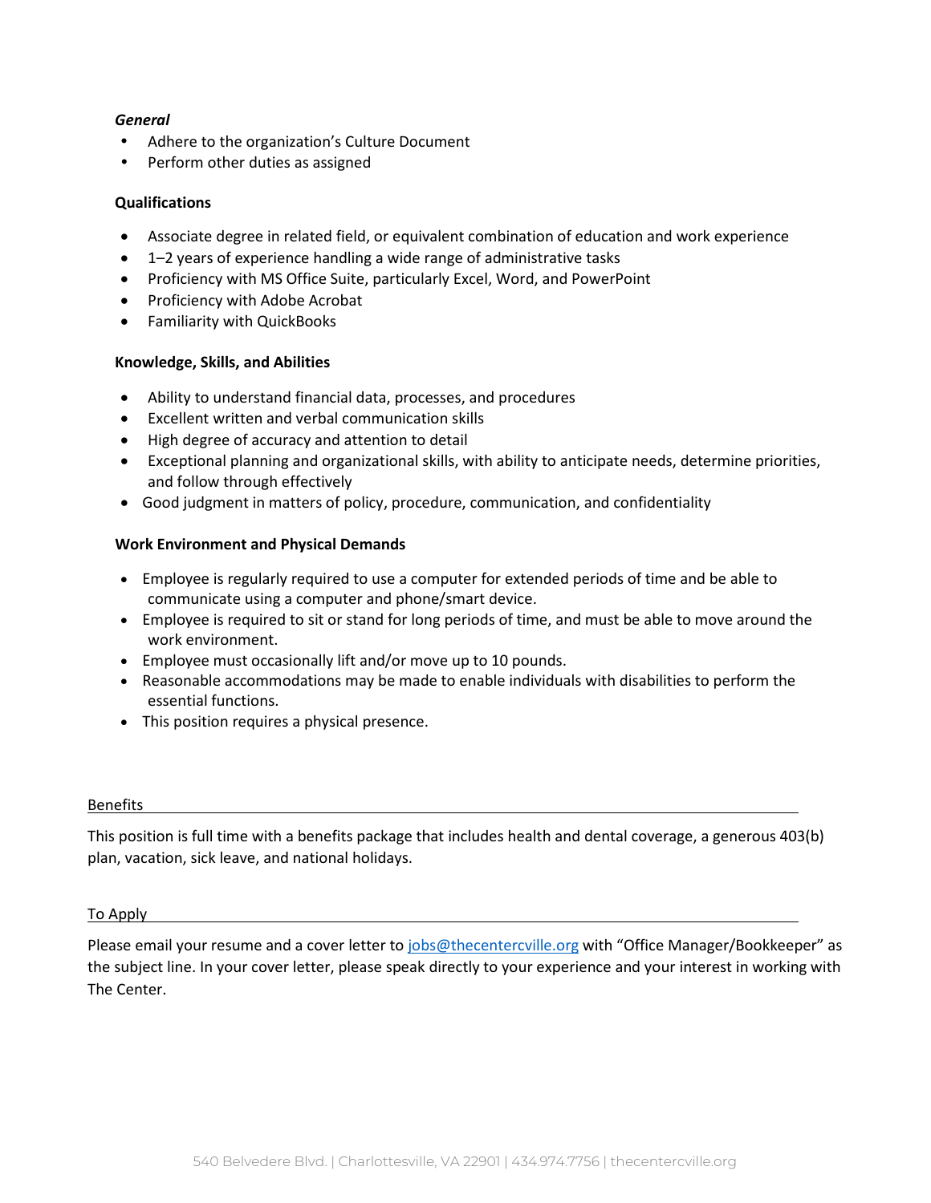***General***

- Adhere to the organization's Culture Document
- Perform other duties as assigned

**Qualifications**

- Associate degree in related field, or equivalent combination of education and work experience
- 1–2 years of experience handling a wide range of administrative tasks
- Proficiency with MS Office Suite, particularly Excel, Word, and PowerPoint
- Proficiency with Adobe Acrobat
- Familiarity with QuickBooks

**Knowledge, Skills, and Abilities**

- Ability to understand financial data, processes, and procedures
- Excellent written and verbal communication skills
- High degree of accuracy and attention to detail
- Exceptional planning and organizational skills, with ability to anticipate needs, determine priorities, and follow through effectively
- Good judgment in matters of policy, procedure, communication, and confidentiality

**Work Environment and Physical Demands**

- Employee is regularly required to use a computer for extended periods of time and be able to communicate using a computer and phone/smart device.
- Employee is required to sit or stand for long periods of time, and must be able to move around the work environment.
- Employee must occasionally lift and/or move up to 10 pounds.
- Reasonable accommodations may be made to enable individuals with disabilities to perform the essential functions.
- This position requires a physical presence.

## Benefits

This position is full time with a benefits package that includes health and dental coverage, a generous 403(b) plan, vacation, sick leave, and national holidays.

## To Apply

Please email your resume and a cover letter to jobs@thecentercville.org with "Office Manager/Bookkeeper" as the subject line. In your cover letter, please speak directly to your experience and your interest in working with The Center.

540 Belvedere Blvd. | Charlottesville, VA 22901 | 434.974.7756 | thecentercville.org